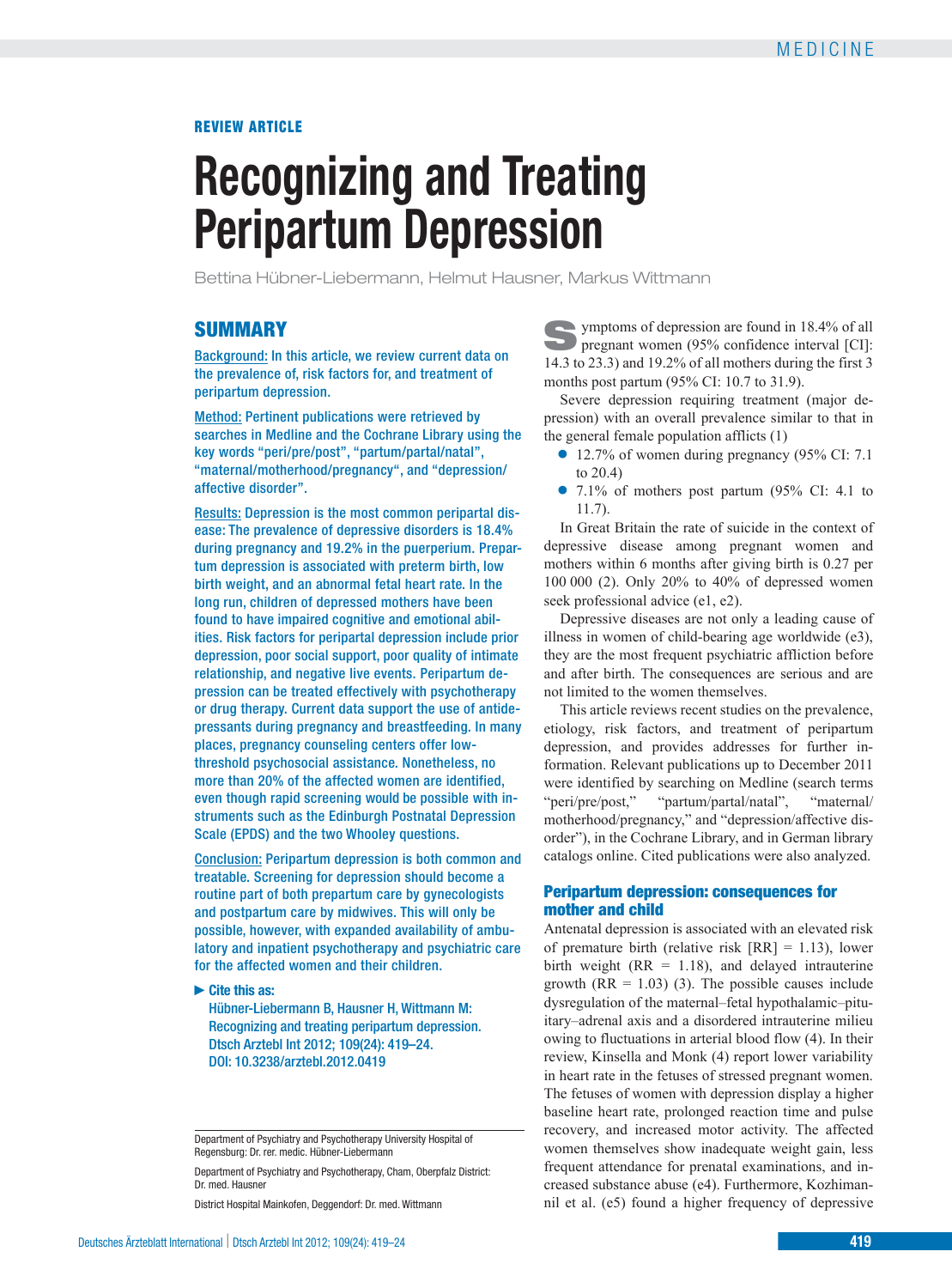REVIEW ARTICLE

# Recognizing and Treating Peripartum Depression

Bettina Hübner-Liebermann, Helmut Hausner, Markus Wittmann

## SUMMARY

Background: In this article, we review current data on the prevalence of, risk factors for, and treatment of peripartum depression.

Method: Pertinent publications were retrieved by searches in Medline and the Cochrane Library using the key words "peri/pre/post", "partum/partal/natal", "maternal/motherhood/pregnancy", and "depression/affective disorder".

Results: Depression is the most common peripartal disease: The prevalence of depressive disorders is 18.4% during pregnancy and 19.2% in the puerperium. Prepartum depression is associated with preterm birth, low birth weight, and an abnormal fetal heart rate. In the long run, children of depressed mothers have been found to have impaired cognitive and emotional abilities. Risk factors for peripartal depression include prior depression, poor social support, poor quality of intimate relationship, and negative live events. Peripartum depression can be treated effectively with psychotherapy or drug therapy. Current data support the use of antidepressants during pregnancy and breastfeeding. In many places, pregnancy counseling centers offer low-threshold psychosocial assistance. Nonetheless, no more than 20% of the affected women are identified, even though rapid screening would be possible with instruments such as the Edinburgh Postnatal Depression Scale (EPDS) and the two Whooley questions.

Conclusion: Peripartum depression is both common and treatable. Screening for depression should become a routine part of both prepartum care by gynecologists and postpartum care by midwives. This will only be possible, however, with expanded availability of ambulatory and inpatient psychotherapy and psychiatric care for the affected women and their children.

► Cite this as:
Hübner-Liebermann B, Hausner H, Wittmann M: Recognizing and treating peripartum depression. Dtsch Arztebl Int 2012; 109(24): 419–24. DOI: 10.3238/arztebl.2012.0419

Department of Psychiatry and Psychotherapy University Hospital of Regensburg: Dr. rer. medic. Hübner-Liebermann

Department of Psychiatry and Psychotherapy, Cham, Oberpfalz District: Dr. med. Hausner

District Hospital Mainkofen, Deggendorf: Dr. med. Wittmann

Symptoms of depression are found in 18.4% of all pregnant women (95% confidence interval [CI]: 14.3 to 23.3) and 19.2% of all mothers during the first 3 months post partum (95% CI: 10.7 to 31.9).

Severe depression requiring treatment (major depression) with an overall prevalence similar to that in the general female population afflicts (1)

- 12.7% of women during pregnancy (95% CI: 7.1 to 20.4)
- 7.1% of mothers post partum (95% CI: 4.1 to 11.7).

In Great Britain the rate of suicide in the context of depressive disease among pregnant women and mothers within 6 months after giving birth is 0.27 per 100 000 (2). Only 20% to 40% of depressed women seek professional advice (e1, e2).

Depressive diseases are not only a leading cause of illness in women of child-bearing age worldwide (e3), they are the most frequent psychiatric affliction before and after birth. The consequences are serious and are not limited to the women themselves.

This article reviews recent studies on the prevalence, etiology, risk factors, and treatment of peripartum depression, and provides addresses for further information. Relevant publications up to December 2011 were identified by searching on Medline (search terms "peri/pre/post," "partum/partal/natal", "maternal/motherhood/pregnancy," and "depression/affective disorder"), in the Cochrane Library, and in German library catalogs online. Cited publications were also analyzed.

## Peripartum depression: consequences for mother and child

Antenatal depression is associated with an elevated risk of premature birth (relative risk [RR] = 1.13), lower birth weight (RR = 1.18), and delayed intrauterine growth (RR = 1.03) (3). The possible causes include dysregulation of the maternal–fetal hypothalamic–pituitary–adrenal axis and a disordered intrauterine milieu owing to fluctuations in arterial blood flow (4). In their review, Kinsella and Monk (4) report lower variability in heart rate in the fetuses of stressed pregnant women. The fetuses of women with depression display a higher baseline heart rate, prolonged reaction time and pulse recovery, and increased motor activity. The affected women themselves show inadequate weight gain, less frequent attendance for prenatal examinations, and increased substance abuse (e4). Furthermore, Kozhimannil et al. (e5) found a higher frequency of depressive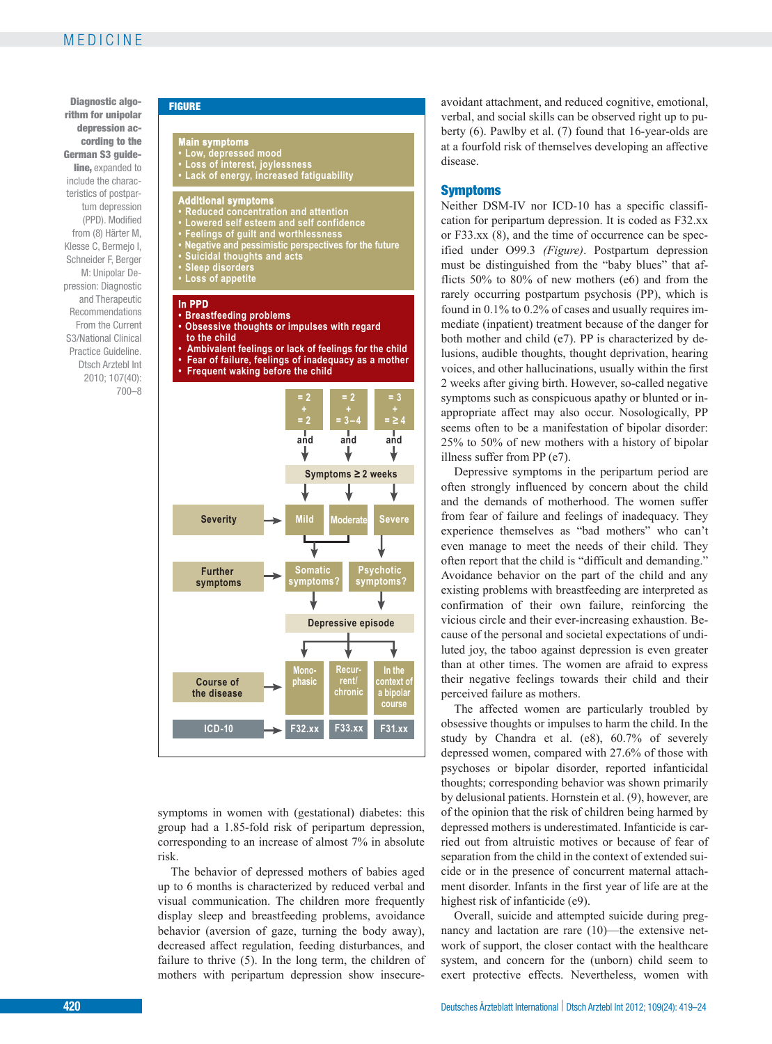**Diagnostic algorithm for unipolar depression according to the German S3 guideline,** expanded to include the characteristics of postpartum depression (PPD). Modified from (8) Härter M, Klesse C, Bermejo I, Schneider F, Berger M: Unipolar Depression: Diagnostic and Therapeutic Recommendations From the Current S3/National Clinical Practice Guideline. Dtsch Arztebl Int 2010; 107(40): 700–8

**FIGURE**

**Main symptoms**
- Low, depressed mood
- Loss of interest, joylessness
- Lack of energy, increased fatiguability

**Additional symptoms**
- Reduced concentration and attention
- Lowered self esteem and self confidence
- Feelings of guilt and worthlessness
- Negative and pessimistic perspectives for the future
- Suicidal thoughts and acts
- Sleep disorders
- Loss of appetite

**In PPD**
- Breastfeeding problems
- Obsessive thoughts or impulses with regard to the child
- Ambivalent feelings or lack of feelings for the child
- Fear of failure, feelings of inadequacy as a mother
- Frequent waking before the child

| | | | |
|---|---|---|---|
| | = 2 + = 2 and | = 2 + = 3–4 and | = 3 + = ≥ 4 and |
| | Symptoms ≥ 2 weeks | | |
| Severity → | Mild | Moderate | Severe |
| Further symptoms → | Somatic symptoms? | | Psychotic symptoms? |
| | Depressive episode | | |
| Course of the disease → | Monophasic | Recurrent/ chronic | In the context of a bipolar course |
| ICD-10 → | F32.xx | F33.xx | F31.xx |

symptoms in women with (gestational) diabetes: this group had a 1.85-fold risk of peripartum depression, corresponding to an increase of almost 7% in absolute risk.

The behavior of depressed mothers of babies aged up to 6 months is characterized by reduced verbal and visual communication. The children more frequently display sleep and breastfeeding problems, avoidance behavior (aversion of gaze, turning the body away), decreased affect regulation, feeding disturbances, and failure to thrive (5). In the long term, the children of mothers with peripartum depression show insecure-avoidant attachment, and reduced cognitive, emotional, verbal, and social skills can be observed right up to puberty (6). Pawlby et al. (7) found that 16-year-olds are at a fourfold risk of themselves developing an affective disease.

## Symptoms

Neither DSM-IV nor ICD-10 has a specific classification for peripartum depression. It is coded as F32.xx or F33.xx (8), and the time of occurrence can be specified under O99.3 *(Figure)*. Postpartum depression must be distinguished from the "baby blues" that afflicts 50% to 80% of new mothers (e6) and from the rarely occurring postpartum psychosis (PP), which is found in 0.1% to 0.2% of cases and usually requires immediate (inpatient) treatment because of the danger for both mother and child (e7). PP is characterized by delusions, audible thoughts, thought deprivation, hearing voices, and other hallucinations, usually within the first 2 weeks after giving birth. However, so-called negative symptoms such as conspicuous apathy or blunted or inappropriate affect may also occur. Nosologically, PP seems often to be a manifestation of bipolar disorder: 25% to 50% of new mothers with a history of bipolar illness suffer from PP (e7).

Depressive symptoms in the peripartum period are often strongly influenced by concern about the child and the demands of motherhood. The women suffer from fear of failure and feelings of inadequacy. They experience themselves as "bad mothers" who can't even manage to meet the needs of their child. They often report that the child is "difficult and demanding." Avoidance behavior on the part of the child and any existing problems with breastfeeding are interpreted as confirmation of their own failure, reinforcing the vicious circle and their ever-increasing exhaustion. Because of the personal and societal expectations of undiluted joy, the taboo against depression is even greater than at other times. The women are afraid to express their negative feelings towards their child and their perceived failure as mothers.

The affected women are particularly troubled by obsessive thoughts or impulses to harm the child. In the study by Chandra et al. (e8), 60.7% of severely depressed women, compared with 27.6% of those with psychoses or bipolar disorder, reported infanticidal thoughts; corresponding behavior was shown primarily by delusional patients. Hornstein et al. (9), however, are of the opinion that the risk of children being harmed by depressed mothers is underestimated. Infanticide is carried out from altruistic motives or because of fear of separation from the child in the context of extended suicide or in the presence of concurrent maternal attachment disorder. Infants in the first year of life are at the highest risk of infanticide (e9).

Overall, suicide and attempted suicide during pregnancy and lactation are rare (10)—the extensive network of support, the closer contact with the healthcare system, and concern for the (unborn) child seem to exert protective effects. Nevertheless, women with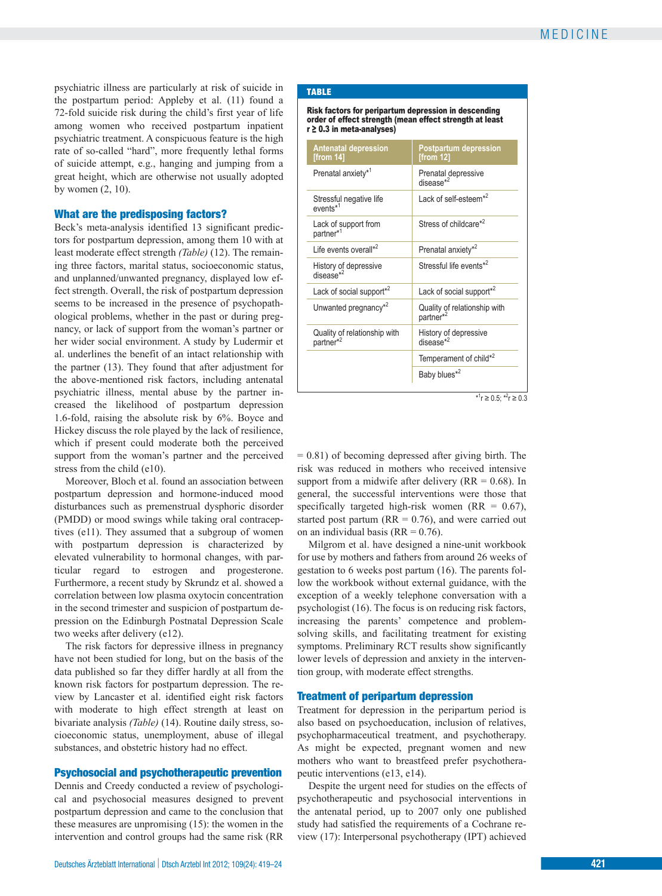psychiatric illness are particularly at risk of suicide in the postpartum period: Appleby et al. (11) found a 72-fold suicide risk during the child's first year of life among women who received postpartum inpatient psychiatric treatment. A conspicuous feature is the high rate of so-called "hard", more frequently lethal forms of suicide attempt, e.g., hanging and jumping from a great height, which are otherwise not usually adopted by women (2, 10).

## What are the predisposing factors?

Beck's meta-analysis identified 13 significant predictors for postpartum depression, among them 10 with at least moderate effect strength *(Table)* (12). The remaining three factors, marital status, socioeconomic status, and unplanned/unwanted pregnancy, displayed low effect strength. Overall, the risk of postpartum depression seems to be increased in the presence of psychopathological problems, whether in the past or during pregnancy, or lack of support from the woman's partner or her wider social environment. A study by Ludermir et al. underlines the benefit of an intact relationship with the partner (13). They found that after adjustment for the above-mentioned risk factors, including antenatal psychiatric illness, mental abuse by the partner increased the likelihood of postpartum depression 1.6-fold, raising the absolute risk by 6%. Boyce and Hickey discuss the role played by the lack of resilience, which if present could moderate both the perceived support from the woman's partner and the perceived stress from the child (e10).

Moreover, Bloch et al. found an association between postpartum depression and hormone-induced mood disturbances such as premenstrual dysphoric disorder (PMDD) or mood swings while taking oral contraceptives (e11). They assumed that a subgroup of women with postpartum depression is characterized by elevated vulnerability to hormonal changes, with particular regard to estrogen and progesterone. Furthermore, a recent study by Skrundz et al. showed a correlation between low plasma oxytocin concentration in the second trimester and suspicion of postpartum depression on the Edinburgh Postnatal Depression Scale two weeks after delivery (e12).

The risk factors for depressive illness in pregnancy have not been studied for long, but on the basis of the data published so far they differ hardly at all from the known risk factors for postpartum depression. The review by Lancaster et al. identified eight risk factors with moderate to high effect strength at least on bivariate analysis *(Table)* (14). Routine daily stress, socioeconomic status, unemployment, abuse of illegal substances, and obstetric history had no effect.

**TABLE**

**Risk factors for peripartum depression in descending order of effect strength (mean effect strength at least r ≥ 0.3 in meta-analyses)**

| Antenatal depression [from 14] | Postpartum depression [from 12] |
|---|---|
| Prenatal anxiety*[1] | Prenatal depressive disease*[2] |
| Stressful negative life events*[1] | Lack of self-esteem*[2] |
| Lack of support from partner*[1] | Stress of childcare*[2] |
| Life events overall*[2] | Prenatal anxiety*[2] |
| History of depressive disease*[2] | Stressful life events*[2] |
| Lack of social support*[2] | Lack of social support*[2] |
| Unwanted pregnancy*[2] | Quality of relationship with partner*[2] |
| Quality of relationship with partner*[2] | History of depressive disease*[2] |
| | Temperament of child*[2] |
| | Baby blues*[2] |

*[1] r ≥ 0.5; *[2] r ≥ 0.3

## Psychosocial and psychotherapeutic prevention

Dennis and Creedy conducted a review of psychological and psychosocial measures designed to prevent postpartum depression and came to the conclusion that these measures are unpromising (15): the women in the intervention and control groups had the same risk (RR = 0.81) of becoming depressed after giving birth. The risk was reduced in mothers who received intensive support from a midwife after delivery (RR = 0.68). In general, the successful interventions were those that specifically targeted high-risk women (RR = 0.67), started post partum (RR = 0.76), and were carried out on an individual basis (RR = 0.76).

Milgrom et al. have designed a nine-unit workbook for use by mothers and fathers from around 26 weeks of gestation to 6 weeks post partum (16). The parents follow the workbook without external guidance, with the exception of a weekly telephone conversation with a psychologist (16). The focus is on reducing risk factors, increasing the parents' competence and problem-solving skills, and facilitating treatment for existing symptoms. Preliminary RCT results show significantly lower levels of depression and anxiety in the intervention group, with moderate effect strengths.

## Treatment of peripartum depression

Treatment for depression in the peripartum period is also based on psychoeducation, inclusion of relatives, psychopharmaceutical treatment, and psychotherapy. As might be expected, pregnant women and new mothers who want to breastfeed prefer psychotherapeutic interventions (e13, e14).

Despite the urgent need for studies on the effects of psychotherapeutic and psychosocial interventions in the antenatal period, up to 2007 only one published study had satisfied the requirements of a Cochrane review (17): Interpersonal psychotherapy (IPT) achieved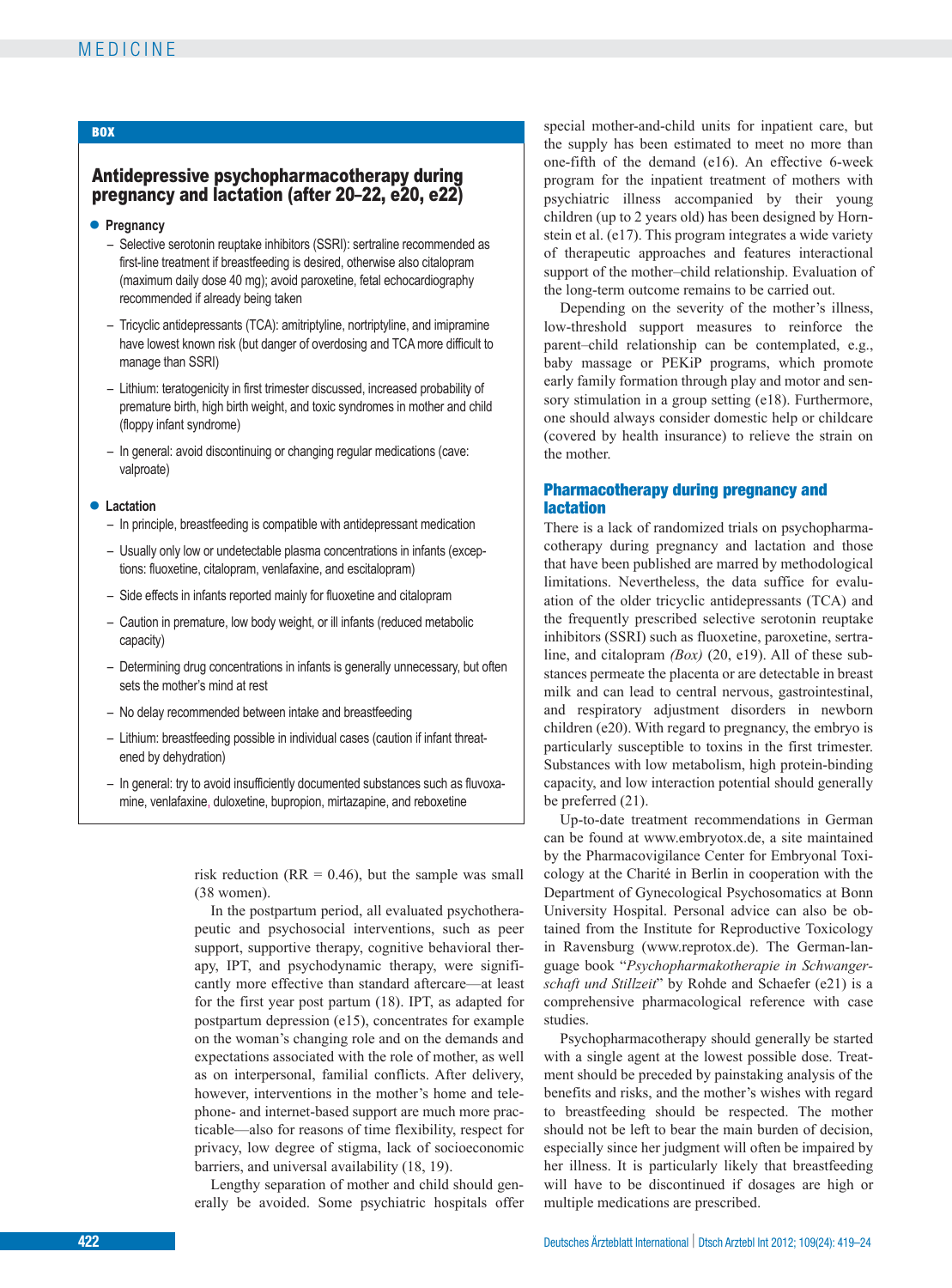**BOX**

### Antidepressive psychopharmacotherapy during pregnancy and lactation (after 20–22, e20, e22)

- **Pregnancy**
  - Selective serotonin reuptake inhibitors (SSRI): sertraline recommended as first-line treatment if breastfeeding is desired, otherwise also citalopram (maximum daily dose 40 mg); avoid paroxetine, fetal echocardiography recommended if already being taken
  - Tricyclic antidepressants (TCA): amitriptyline, nortriptyline, and imipramine have lowest known risk (but danger of overdosing and TCA more difficult to manage than SSRI)
  - Lithium: teratogenicity in first trimester discussed, increased probability of premature birth, high birth weight, and toxic syndromes in mother and child (floppy infant syndrome)
  - In general: avoid discontinuing or changing regular medications (cave: valproate)
- **Lactation**
  - In principle, breastfeeding is compatible with antidepressant medication
  - Usually only low or undetectable plasma concentrations in infants (exceptions: fluoxetine, citalopram, venlafaxine, and escitalopram)
  - Side effects in infants reported mainly for fluoxetine and citalopram
  - Caution in premature, low body weight, or ill infants (reduced metabolic capacity)
  - Determining drug concentrations in infants is generally unnecessary, but often sets the mother's mind at rest
  - No delay recommended between intake and breastfeeding
  - Lithium: breastfeeding possible in individual cases (caution if infant threatened by dehydration)
  - In general: try to avoid insufficiently documented substances such as fluvoxamine, venlafaxine, duloxetine, bupropion, mirtazapine, and reboxetine

risk reduction (RR = 0.46), but the sample was small (38 women).

In the postpartum period, all evaluated psychotherapeutic and psychosocial interventions, such as peer support, supportive therapy, cognitive behavioral therapy, IPT, and psychodynamic therapy, were significantly more effective than standard aftercare—at least for the first year post partum (18). IPT, as adapted for postpartum depression (e15), concentrates for example on the woman's changing role and on the demands and expectations associated with the role of mother, as well as on interpersonal, familial conflicts. After delivery, however, interventions in the mother's home and telephone- and internet-based support are much more practicable—also for reasons of time flexibility, respect for privacy, low degree of stigma, lack of socioeconomic barriers, and universal availability (18, 19).

Lengthy separation of mother and child should generally be avoided. Some psychiatric hospitals offer special mother-and-child units for inpatient care, but the supply has been estimated to meet no more than one-fifth of the demand (e16). An effective 6-week program for the inpatient treatment of mothers with psychiatric illness accompanied by their young children (up to 2 years old) has been designed by Hornstein et al. (e17). This program integrates a wide variety of therapeutic approaches and features interactional support of the mother–child relationship. Evaluation of the long-term outcome remains to be carried out.

Depending on the severity of the mother's illness, low-threshold support measures to reinforce the parent–child relationship can be contemplated, e.g., baby massage or PEKiP programs, which promote early family formation through play and motor and sensory stimulation in a group setting (e18). Furthermore, one should always consider domestic help or childcare (covered by health insurance) to relieve the strain on the mother.

## Pharmacotherapy during pregnancy and lactation

There is a lack of randomized trials on psychopharmacotherapy during pregnancy and lactation and those that have been published are marred by methodological limitations. Nevertheless, the data suffice for evaluation of the older tricyclic antidepressants (TCA) and the frequently prescribed selective serotonin reuptake inhibitors (SSRI) such as fluoxetine, paroxetine, sertraline, and citalopram *(Box)* (20, e19). All of these substances permeate the placenta or are detectable in breast milk and can lead to central nervous, gastrointestinal, and respiratory adjustment disorders in newborn children (e20). With regard to pregnancy, the embryo is particularly susceptible to toxins in the first trimester. Substances with low metabolism, high protein-binding capacity, and low interaction potential should generally be preferred (21).

Up-to-date treatment recommendations in German can be found at www.embryotox.de, a site maintained by the Pharmacovigilance Center for Embryonal Toxicology at the Charité in Berlin in cooperation with the Department of Gynecological Psychosomatics at Bonn University Hospital. Personal advice can also be obtained from the Institute for Reproductive Toxicology in Ravensburg (www.reprotox.de). The German-language book "*Psychopharmakotherapie in Schwangerschaft und Stillzeit*" by Rohde and Schaefer (e21) is a comprehensive pharmacological reference with case studies.

Psychopharmacotherapy should generally be started with a single agent at the lowest possible dose. Treatment should be preceded by painstaking analysis of the benefits and risks, and the mother's wishes with regard to breastfeeding should be respected. The mother should not be left to bear the main burden of decision, especially since her judgment will often be impaired by her illness. It is particularly likely that breastfeeding will have to be discontinued if dosages are high or multiple medications are prescribed.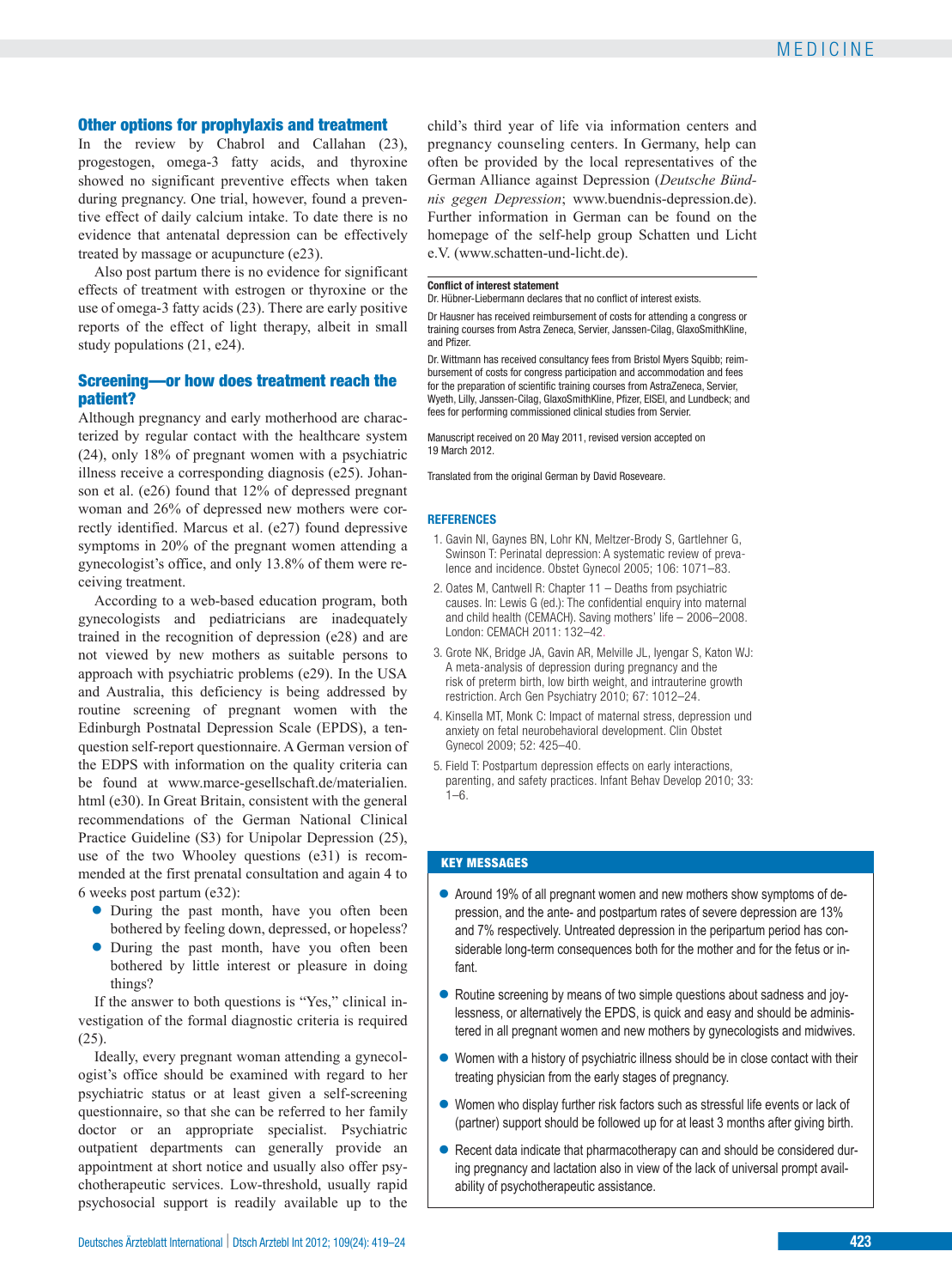## Other options for prophylaxis and treatment

In the review by Chabrol and Callahan (23), progestogen, omega-3 fatty acids, and thyroxine showed no significant preventive effects when taken during pregnancy. One trial, however, found a preventive effect of daily calcium intake. To date there is no evidence that antenatal depression can be effectively treated by massage or acupuncture (e23).

Also post partum there is no evidence for significant effects of treatment with estrogen or thyroxine or the use of omega-3 fatty acids (23). There are early positive reports of the effect of light therapy, albeit in small study populations (21, e24).

## Screening—or how does treatment reach the patient?

Although pregnancy and early motherhood are characterized by regular contact with the healthcare system (24), only 18% of pregnant women with a psychiatric illness receive a corresponding diagnosis (e25). Johanson et al. (e26) found that 12% of depressed pregnant woman and 26% of depressed new mothers were correctly identified. Marcus et al. (e27) found depressive symptoms in 20% of the pregnant women attending a gynecologist's office, and only 13.8% of them were receiving treatment.

According to a web-based education program, both gynecologists and pediatricians are inadequately trained in the recognition of depression (e28) and are not viewed by new mothers as suitable persons to approach with psychiatric problems (e29). In the USA and Australia, this deficiency is being addressed by routine screening of pregnant women with the Edinburgh Postnatal Depression Scale (EPDS), a ten-question self-report questionnaire. A German version of the EDPS with information on the quality criteria can be found at www.marce-gesellschaft.de/materialien.html (e30). In Great Britain, consistent with the general recommendations of the German National Clinical Practice Guideline (S3) for Unipolar Depression (25), use of the two Whooley questions (e31) is recommended at the first prenatal consultation and again 4 to 6 weeks post partum (e32):

- During the past month, have you often been bothered by feeling down, depressed, or hopeless?
- During the past month, have you often been bothered by little interest or pleasure in doing things?

If the answer to both questions is "Yes," clinical investigation of the formal diagnostic criteria is required (25).

Ideally, every pregnant woman attending a gynecologist's office should be examined with regard to her psychiatric status or at least given a self-screening questionnaire, so that she can be referred to her family doctor or an appropriate specialist. Psychiatric outpatient departments can generally provide an appointment at short notice and usually also offer psychotherapeutic services. Low-threshold, usually rapid psychosocial support is readily available up to the child's third year of life via information centers and pregnancy counseling centers. In Germany, help can often be provided by the local representatives of the German Alliance against Depression (*Deutsche Bündnis gegen Depression*; www.buendnis-depression.de). Further information in German can be found on the homepage of the self-help group Schatten und Licht e.V. (www.schatten-und-licht.de).

**Conflict of interest statement**

Dr. Hübner-Liebermann declares that no conflict of interest exists.

Dr Hausner has received reimbursement of costs for attending a congress or training courses from Astra Zeneca, Servier, Janssen-Cilag, GlaxoSmithKline, and Pfizer.

Dr. Wittmann has received consultancy fees from Bristol Myers Squibb; reimbursement of costs for congress participation and accommodation and fees for the preparation of scientific training courses from AstraZeneca, Servier, Wyeth, Lilly, Janssen-Cilag, GlaxoSmithKline, Pfizer, EISEI, and Lundbeck; and fees for performing commissioned clinical studies from Servier.

Manuscript received on 20 May 2011, revised version accepted on 19 March 2012.

Translated from the original German by David Roseveare.

## REFERENCES

1. Gavin NI, Gaynes BN, Lohr KN, Meltzer-Brody S, Gartlehner G, Swinson T: Perinatal depression: A systematic review of prevalence and incidence. Obstet Gynecol 2005; 106: 1071–83.
2. Oates M, Cantwell R: Chapter 11 – Deaths from psychiatric causes. In: Lewis G (ed.): The confidential enquiry into maternal and child health (CEMACH). Saving mothers' life – 2006–2008. London: CEMACH 2011: 132–42.
3. Grote NK, Bridge JA, Gavin AR, Melville JL, Iyengar S, Katon WJ: A meta-analysis of depression during pregnancy and the risk of preterm birth, low birth weight, and intrauterine growth restriction. Arch Gen Psychiatry 2010; 67: 1012–24.
4. Kinsella MT, Monk C: Impact of maternal stress, depression und anxiety on fetal neurobehavioral development. Clin Obstet Gynecol 2009; 52: 425–40.
5. Field T: Postpartum depression effects on early interactions, parenting, and safety practices. Infant Behav Develop 2010; 33: 1–6.

## KEY MESSAGES

- Around 19% of all pregnant women and new mothers show symptoms of depression, and the ante- and postpartum rates of severe depression are 13% and 7% respectively. Untreated depression in the peripartum period has considerable long-term consequences both for the mother and for the fetus or infant.
- Routine screening by means of two simple questions about sadness and joylessness, or alternatively the EPDS, is quick and easy and should be administered in all pregnant women and new mothers by gynecologists and midwives.
- Women with a history of psychiatric illness should be in close contact with their treating physician from the early stages of pregnancy.
- Women who display further risk factors such as stressful life events or lack of (partner) support should be followed up for at least 3 months after giving birth.
- Recent data indicate that pharmacotherapy can and should be considered during pregnancy and lactation also in view of the lack of universal prompt availability of psychotherapeutic assistance.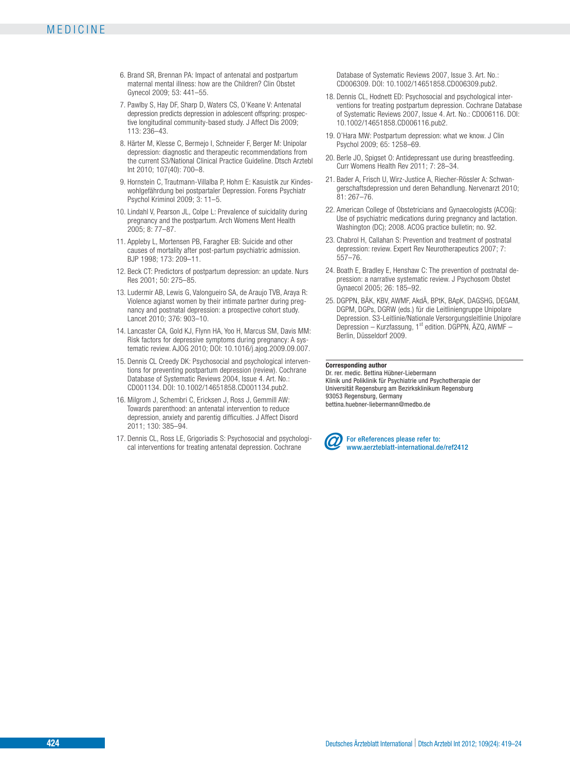6. Brand SR, Brennan PA: Impact of antenatal and postpartum maternal mental illness: how are the Children? Clin Obstet Gynecol 2009; 53: 441–55.
7. Pawlby S, Hay DF, Sharp D, Waters CS, O'Keane V: Antenatal depression predicts depression in adolescent offspring: prospective longitudinal community-based study. J Affect Dis 2009; 113: 236–43.
8. Härter M, Klesse C, Bermejo I, Schneider F, Berger M: Unipolar depression: diagnostic and therapeutic recommendations from the current S3/National Clinical Practice Guideline. Dtsch Arztebl Int 2010; 107(40): 700–8.
9. Hornstein C, Trautmann-Villalba P, Hohm E: Kasuistik zur Kindeswohlgefährdung bei postpartaler Depression. Forens Psychiatr Psychol Kriminol 2009; 3: 11–5.
10. Lindahl V, Pearson JL, Colpe L: Prevalence of suicidality during pregnancy and the postpartum. Arch Womens Ment Health 2005; 8: 77–87.
11. Appleby L, Mortensen PB, Faragher EB: Suicide and other causes of mortality after post-partum psychiatric admission. BJP 1998; 173: 209–11.
12. Beck CT: Predictors of postpartum depression: an update. Nurs Res 2001; 50: 275–85.
13. Ludermir AB, Lewis G, Valongueiro SA, de Araujo TVB, Araya R: Violence agianst women by their intimate partner during pregnancy and postnatal depression: a prospective cohort study. Lancet 2010; 376: 903–10.
14. Lancaster CA, Gold KJ, Flynn HA, Yoo H, Marcus SM, Davis MM: Risk factors for depressive symptoms during pregnancy: A systematic review. AJOG 2010; DOI: 10.1016/j.ajog.2009.09.007.
15. Dennis CL Creedy DK: Psychosocial and psychological interventions for preventing postpartum depression (review). Cochrane Database of Systematic Reviews 2004, Issue 4. Art. No.: CD001134. DOI: 10.1002/14651858.CD001134.pub2.
16. Milgrom J, Schembri C, Ericksen J, Ross J, Gemmill AW: Towards parenthood: an antenatal intervention to reduce depression, anxiety and parentig difficulties. J Affect Disord 2011; 130: 385–94.
17. Dennis CL, Ross LE, Grigoriadis S: Psychosocial and psychological interventions for treating antenatal depression. Cochrane Database of Systematic Reviews 2007, Issue 3. Art. No.: CD006309. DOI: 10.1002/14651858.CD006309.pub2.
18. Dennis CL, Hodnett ED: Psychosocial and psychological interventions for treating postpartum depression. Cochrane Database of Systematic Reviews 2007, Issue 4. Art. No.: CD006116. DOI: 10.1002/14651858.CD006116.pub2.
19. O'Hara MW: Postpartum depression: what we know. J Clin Psychol 2009; 65: 1258–69.
20. Berle JO, Spigset O: Antidepressant use during breastfeeding. Curr Womens Health Rev 2011; 7: 28–34.
21. Bader A, Frisch U, Wirz-Justice A, Riecher-Rössler A: Schwangerschaftsdepression und deren Behandlung. Nervenarzt 2010; 81: 267–76.
22. American College of Obstetricians and Gynaecologists (ACOG): Use of psychiatric medications during pregnancy and lactation. Washington (DC); 2008. ACOG practice bulletin; no. 92.
23. Chabrol H, Callahan S: Prevention and treatment of postnatal depression: review. Expert Rev Neurotherapeutics 2007; 7: 557–76.
24. Boath E, Bradley E, Henshaw C: The prevention of postnatal depression: a narrative systematic review. J Psychosom Obstet Gynaecol 2005; 26: 185–92.
25. DGPPN, BÄK, KBV, AWMF, AkdÄ, BPtK, BApK, DAGSHG, DEGAM, DGPM, DGPs, DGRW (eds.) für die Leitliniengruppe Unipolare Depression. S3-Leitlinie/Nationale Versorgungsleitlinie Unipolare Depression – Kurzfassung, 1st edition. DGPPN, ÄZQ, AWMF – Berlin, Düsseldorf 2009.

**Corresponding author**
Dr. rer. medic. Bettina Hübner-Liebermann
Klinik und Poliklinik für Psychiatrie und Psychotherapie der Universität Regensburg am Bezirksklinikum Regensburg
93053 Regensburg, Germany
bettina.huebner-liebermann@medbo.de

For eReferences please refer to:
www.aerzteblatt-international.de/ref2412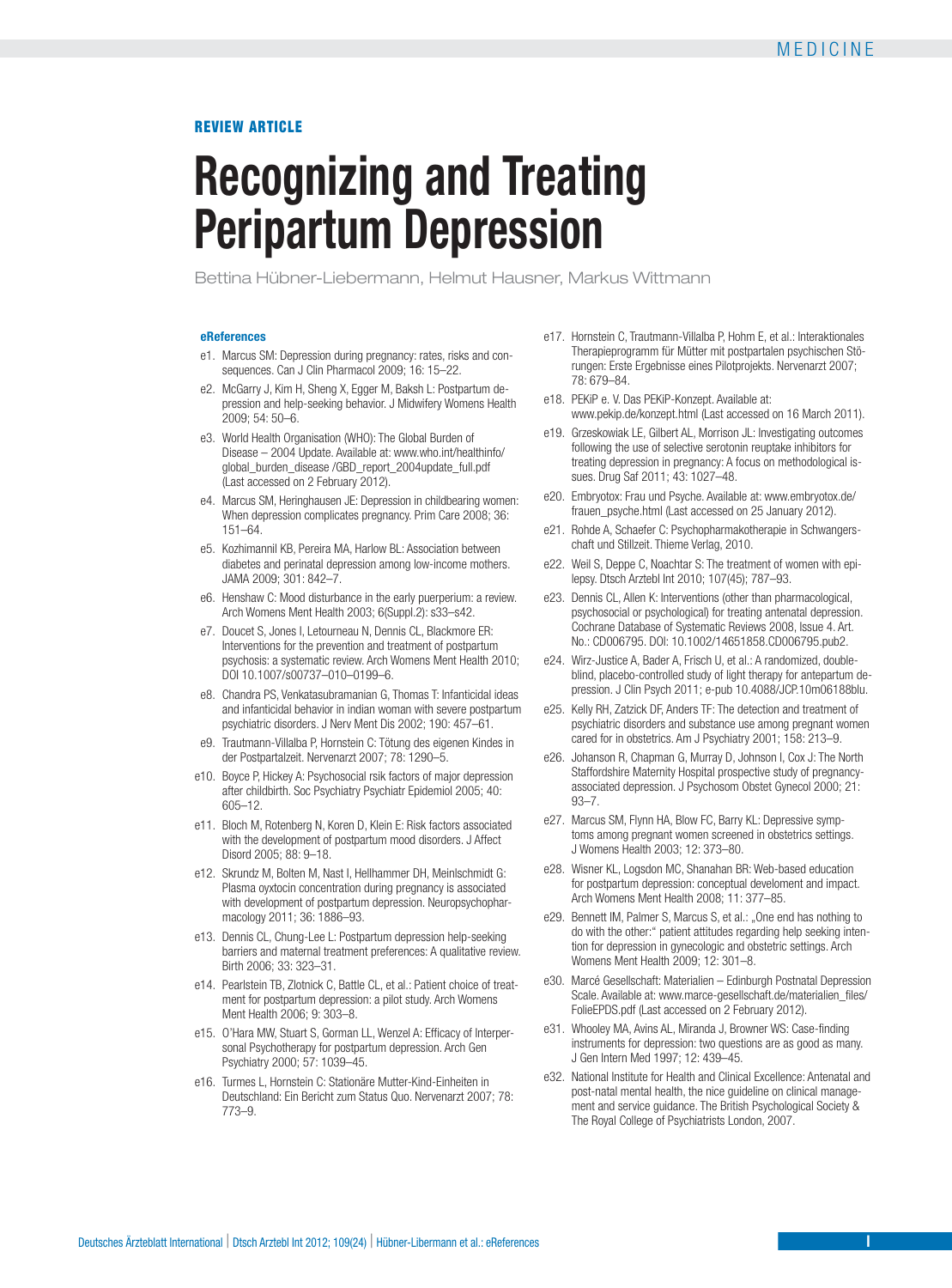MEDICINE

**REVIEW ARTICLE**

# Recognizing and Treating Peripartum Depression

Bettina Hübner-Liebermann, Helmut Hausner, Markus Wittmann

### eReferences

e1. Marcus SM: Depression during pregnancy: rates, risks and consequences. Can J Clin Pharmacol 2009; 16: 15–22.

e2. McGarry J, Kim H, Sheng X, Egger M, Baksh L: Postpartum depression and help-seeking behavior. J Midwifery Womens Health 2009; 54: 50–6.

e3. World Health Organisation (WHO): The Global Burden of Disease – 2004 Update. Available at: www.who.int/healthinfo/global_burden_disease /GBD_report_2004update_full.pdf (Last accessed on 2 February 2012).

e4. Marcus SM, Heringhausen JE: Depression in childbearing women: When depression complicates pregnancy. Prim Care 2008; 36: 151–64.

e5. Kozhimannil KB, Pereira MA, Harlow BL: Association between diabetes and perinatal depression among low-income mothers. JAMA 2009; 301: 842–7.

e6. Henshaw C: Mood disturbance in the early puerperium: a review. Arch Womens Ment Health 2003; 6(Suppl.2): s33–s42.

e7. Doucet S, Jones I, Letourneau N, Dennis CL, Blackmore ER: Interventions for the prevention and treatment of postpartum psychosis: a systematic review. Arch Womens Ment Health 2010; DOI 10.1007/s00737–010–0199–6.

e8. Chandra PS, Venkatasubramanian G, Thomas T: Infanticidal ideas and infanticidal behavior in indian woman with severe postpartum psychiatric disorders. J Nerv Ment Dis 2002; 190: 457–61.

e9. Trautmann-Villalba P, Hornstein C: Tötung des eigenen Kindes in der Postpartalzeit. Nervenarzt 2007; 78: 1290–5.

e10. Boyce P, Hickey A: Psychosocial risk factors of major depression after childbirth. Soc Psychiatry Psychiatr Epidemiol 2005; 40: 605–12.

e11. Bloch M, Rotenberg N, Koren D, Klein E: Risk factors associated with the development of postpartum mood disorders. J Affect Disord 2005; 88: 9–18.

e12. Skrundz M, Bolten M, Nast I, Hellhammer DH, Meinlschmidt G: Plasma oyxtocin concentration during pregnancy is associated with development of postpartum depression. Neuropsychopharmacology 2011; 36: 1886–93.

e13. Dennis CL, Chung-Lee L: Postpartum depression help-seeking barriers and maternal treatment preferences: A qualitative review. Birth 2006; 33: 323–31.

e14. Pearlstein TB, Zlotnick C, Battle CL, et al.: Patient choice of treatment for postpartum depression: a pilot study. Arch Womens Ment Health 2006; 9: 303–8.

e15. O'Hara MW, Stuart S, Gorman LL, Wenzel A: Efficacy of Interpersonal Psychotherapy for postpartum depression. Arch Gen Psychiatry 2000; 57: 1039–45.

e16. Turmes L, Hornstein C: Stationäre Mutter-Kind-Einheiten in Deutschland: Ein Bericht zum Status Quo. Nervenarzt 2007; 78: 773–9.

e17. Hornstein C, Trautmann-Villalba P, Hohm E, et al.: Interaktionales Therapieprogramm für Mütter mit postpartalen psychischen Störungen: Erste Ergebnisse eines Pilotprojekts. Nervenarzt 2007; 78: 679–84.

e18. PEKiP e. V. Das PEKiP-Konzept. Available at: www.pekip.de/konzept.html (Last accessed on 16 March 2011).

e19. Grzeskowiak LE, Gilbert AL, Morrison JL: Investigating outcomes following the use of selective serotonin reuptake inhibitors for treating depression in pregnancy: A focus on methodological issues. Drug Saf 2011; 43: 1027–48.

e20. Embryotox: Frau und Psyche. Available at: www.embryotox.de/frauen_psyche.html (Last accessed on 25 January 2012).

e21. Rohde A, Schaefer C: Psychopharmakotherapie in Schwangerschaft und Stillzeit. Thieme Verlag, 2010.

e22. Weil S, Deppe C, Noachtar S: The treatment of women with epilepsy. Dtsch Arztebl Int 2010; 107(45); 787–93.

e23. Dennis CL, Allen K: Interventions (other than pharmacological, psychosocial or psychological) for treating antenatal depression. Cochrane Database of Systematic Reviews 2008, Issue 4. Art. No.: CD006795. DOI: 10.1002/14651858.CD006795.pub2.

e24. Wirz-Justice A, Bader A, Frisch U, et al.: A randomized, double-blind, placebo-controlled study of light therapy for antepartum depression. J Clin Psych 2011; e-pub 10.4088/JCP.10m06188blu.

e25. Kelly RH, Zatzick DF, Anders TF: The detection and treatment of psychiatric disorders and substance use among pregnant women cared for in obstetrics. Am J Psychiatry 2001; 158: 213–9.

e26. Johanson R, Chapman G, Murray D, Johnson I, Cox J: The North Staffordshire Maternity Hospital prospective study of pregnancy-associated depression. J Psychosom Obstet Gynecol 2000; 21: 93–7.

e27. Marcus SM, Flynn HA, Blow FC, Barry KL: Depressive symptoms among pregnant women screened in obstetrics settings. J Womens Health 2003; 12: 373–80.

e28. Wisner KL, Logsdon MC, Shanahan BR: Web-based education for postpartum depression: conceptual develoment and impact. Arch Womens Ment Health 2008; 11: 377–85.

e29. Bennett IM, Palmer S, Marcus S, et al.: „One end has nothing to do with the other:" patient attitudes regarding help seeking intention for depression in gynecologic and obstetric settings. Arch Womens Ment Health 2009; 12: 301–8.

e30. Marcé Gesellschaft: Materialien – Edinburgh Postnatal Depression Scale. Available at: www.marce-gesellschaft.de/materialien_files/FolieEPDS.pdf (Last accessed on 2 February 2012).

e31. Whooley MA, Avins AL, Miranda J, Browner WS: Case-finding instruments for depression: two questions are as good as many. J Gen Intern Med 1997; 12: 439–45.

e32. National Institute for Health and Clinical Excellence: Antenatal and post-natal mental health, the nice guideline on clinical management and service guidance. The British Psychological Society & The Royal College of Psychiatrists London, 2007.